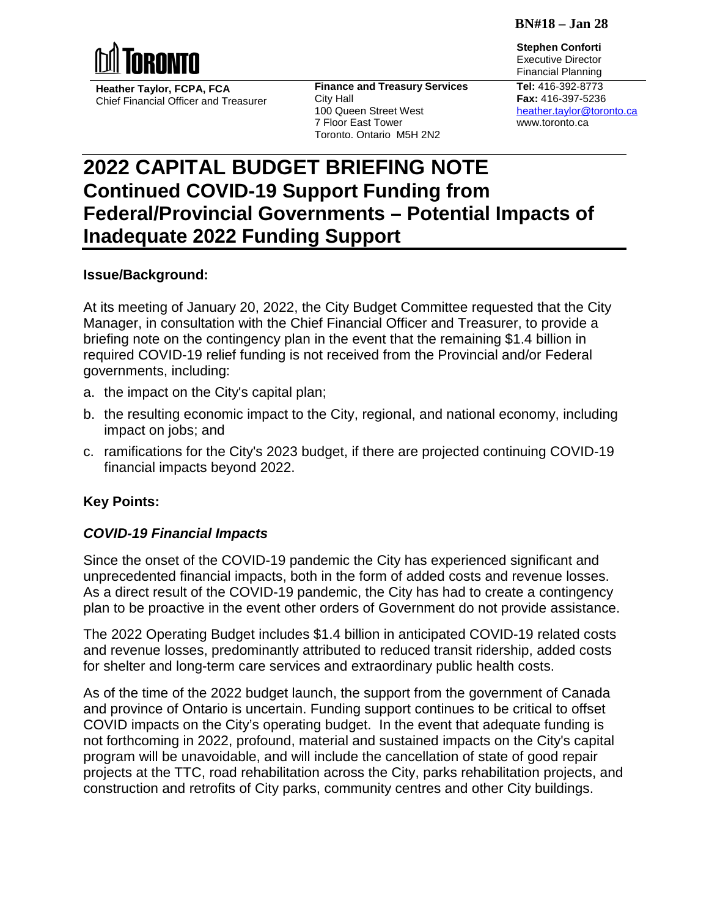**BN#18 – Jan 28**

TORONTO

**Heather Taylor, FCPA, FCA**
Chief Financial Officer and Treasurer

**Finance and Treasury Services**
City Hall
100 Queen Street West
7 Floor East Tower
Toronto. Ontario M5H 2N2

**Stephen Conforti**
Executive Director
Financial Planning

**Tel:** 416-392-8773
**Fax:** 416-397-5236
heather.taylor@toronto.ca
www.toronto.ca

# 2022 CAPITAL BUDGET BRIEFING NOTE Continued COVID-19 Support Funding from Federal/Provincial Governments – Potential Impacts of Inadequate 2022 Funding Support

## Issue/Background:

At its meeting of January 20, 2022, the City Budget Committee requested that the City Manager, in consultation with the Chief Financial Officer and Treasurer, to provide a briefing note on the contingency plan in the event that the remaining $1.4 billion in required COVID-19 relief funding is not received from the Provincial and/or Federal governments, including:

a. the impact on the City's capital plan;

b. the resulting economic impact to the City, regional, and national economy, including impact on jobs; and

c. ramifications for the City's 2023 budget, if there are projected continuing COVID-19 financial impacts beyond 2022.

## Key Points:

### *COVID-19 Financial Impacts*

Since the onset of the COVID-19 pandemic the City has experienced significant and unprecedented financial impacts, both in the form of added costs and revenue losses. As a direct result of the COVID-19 pandemic, the City has had to create a contingency plan to be proactive in the event other orders of Government do not provide assistance.

The 2022 Operating Budget includes $1.4 billion in anticipated COVID-19 related costs and revenue losses, predominantly attributed to reduced transit ridership, added costs for shelter and long-term care services and extraordinary public health costs.

As of the time of the 2022 budget launch, the support from the government of Canada and province of Ontario is uncertain. Funding support continues to be critical to offset COVID impacts on the City's operating budget. In the event that adequate funding is not forthcoming in 2022, profound, material and sustained impacts on the City's capital program will be unavoidable, and will include the cancellation of state of good repair projects at the TTC, road rehabilitation across the City, parks rehabilitation projects, and construction and retrofits of City parks, community centres and other City buildings.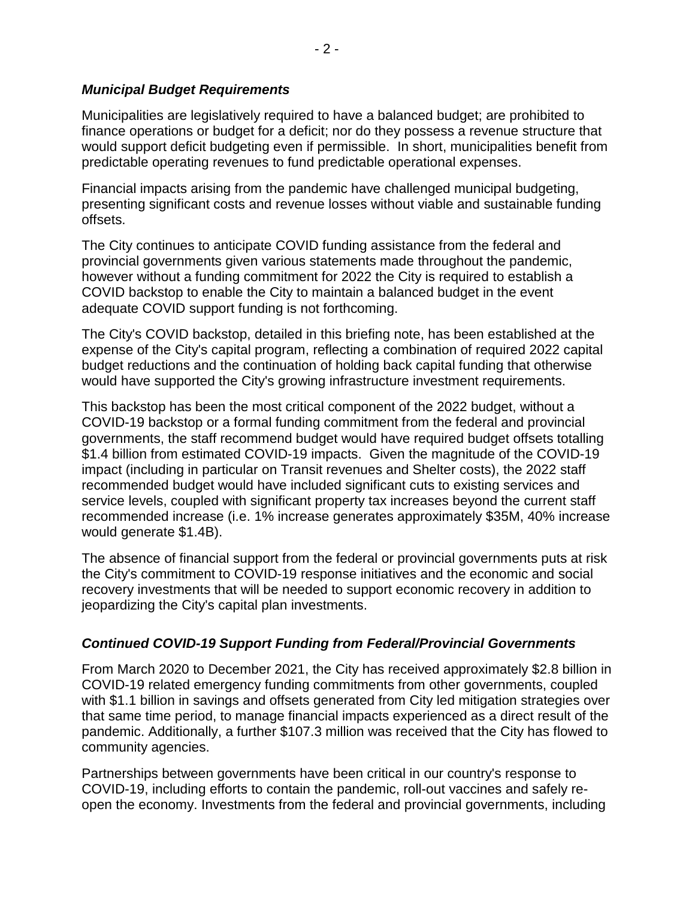### *Municipal Budget Requirements*

Municipalities are legislatively required to have a balanced budget; are prohibited to finance operations or budget for a deficit; nor do they possess a revenue structure that would support deficit budgeting even if permissible. In short, municipalities benefit from predictable operating revenues to fund predictable operational expenses.

Financial impacts arising from the pandemic have challenged municipal budgeting, presenting significant costs and revenue losses without viable and sustainable funding offsets.

The City continues to anticipate COVID funding assistance from the federal and provincial governments given various statements made throughout the pandemic, however without a funding commitment for 2022 the City is required to establish a COVID backstop to enable the City to maintain a balanced budget in the event adequate COVID support funding is not forthcoming.

The City's COVID backstop, detailed in this briefing note, has been established at the expense of the City's capital program, reflecting a combination of required 2022 capital budget reductions and the continuation of holding back capital funding that otherwise would have supported the City's growing infrastructure investment requirements.

This backstop has been the most critical component of the 2022 budget, without a COVID-19 backstop or a formal funding commitment from the federal and provincial governments, the staff recommend budget would have required budget offsets totalling $1.4 billion from estimated COVID-19 impacts. Given the magnitude of the COVID-19 impact (including in particular on Transit revenues and Shelter costs), the 2022 staff recommended budget would have included significant cuts to existing services and service levels, coupled with significant property tax increases beyond the current staff recommended increase (i.e. 1% increase generates approximately $35M, 40% increase would generate $1.4B).

The absence of financial support from the federal or provincial governments puts at risk the City's commitment to COVID-19 response initiatives and the economic and social recovery investments that will be needed to support economic recovery in addition to jeopardizing the City's capital plan investments.

### *Continued COVID-19 Support Funding from Federal/Provincial Governments*

From March 2020 to December 2021, the City has received approximately $2.8 billion in COVID-19 related emergency funding commitments from other governments, coupled with $1.1 billion in savings and offsets generated from City led mitigation strategies over that same time period, to manage financial impacts experienced as a direct result of the pandemic. Additionally, a further $107.3 million was received that the City has flowed to community agencies.

Partnerships between governments have been critical in our country's response to COVID-19, including efforts to contain the pandemic, roll-out vaccines and safely re-open the economy. Investments from the federal and provincial governments, including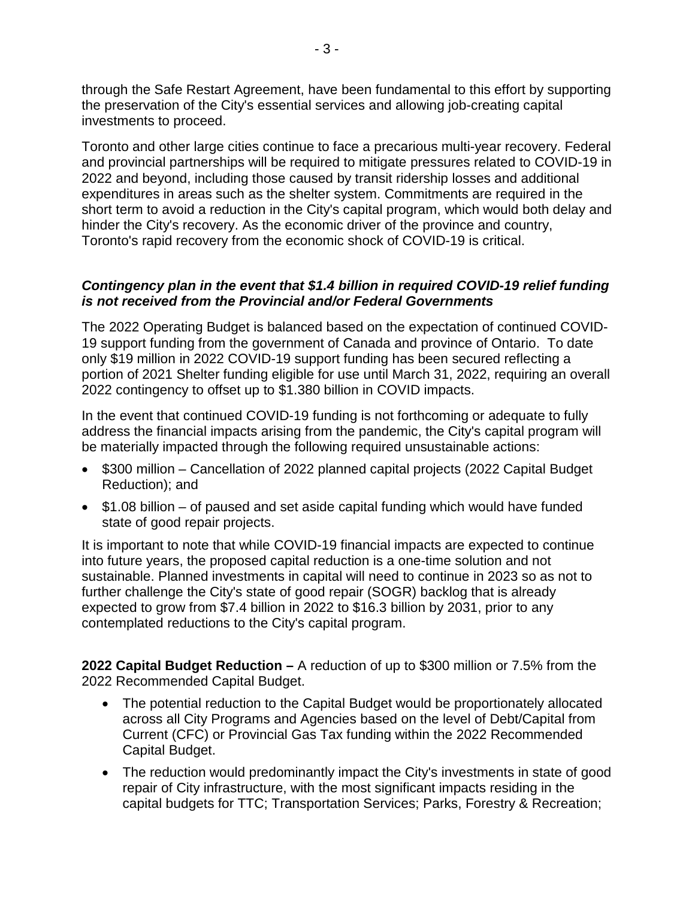through the Safe Restart Agreement, have been fundamental to this effort by supporting the preservation of the City's essential services and allowing job-creating capital investments to proceed.

Toronto and other large cities continue to face a precarious multi-year recovery. Federal and provincial partnerships will be required to mitigate pressures related to COVID-19 in 2022 and beyond, including those caused by transit ridership losses and additional expenditures in areas such as the shelter system. Commitments are required in the short term to avoid a reduction in the City's capital program, which would both delay and hinder the City's recovery. As the economic driver of the province and country, Toronto's rapid recovery from the economic shock of COVID-19 is critical.

***Contingency plan in the event that $1.4 billion in required COVID-19 relief funding is not received from the Provincial and/or Federal Governments***

The 2022 Operating Budget is balanced based on the expectation of continued COVID-19 support funding from the government of Canada and province of Ontario. To date only $19 million in 2022 COVID-19 support funding has been secured reflecting a portion of 2021 Shelter funding eligible for use until March 31, 2022, requiring an overall 2022 contingency to offset up to $1.380 billion in COVID impacts.

In the event that continued COVID-19 funding is not forthcoming or adequate to fully address the financial impacts arising from the pandemic, the City's capital program will be materially impacted through the following required unsustainable actions:

- $300 million – Cancellation of 2022 planned capital projects (2022 Capital Budget Reduction); and
- $1.08 billion – of paused and set aside capital funding which would have funded state of good repair projects.

It is important to note that while COVID-19 financial impacts are expected to continue into future years, the proposed capital reduction is a one-time solution and not sustainable. Planned investments in capital will need to continue in 2023 so as not to further challenge the City's state of good repair (SOGR) backlog that is already expected to grow from $7.4 billion in 2022 to $16.3 billion by 2031, prior to any contemplated reductions to the City's capital program.

**2022 Capital Budget Reduction –** A reduction of up to $300 million or 7.5% from the 2022 Recommended Capital Budget.

- The potential reduction to the Capital Budget would be proportionately allocated across all City Programs and Agencies based on the level of Debt/Capital from Current (CFC) or Provincial Gas Tax funding within the 2022 Recommended Capital Budget.
- The reduction would predominantly impact the City's investments in state of good repair of City infrastructure, with the most significant impacts residing in the capital budgets for TTC; Transportation Services; Parks, Forestry & Recreation;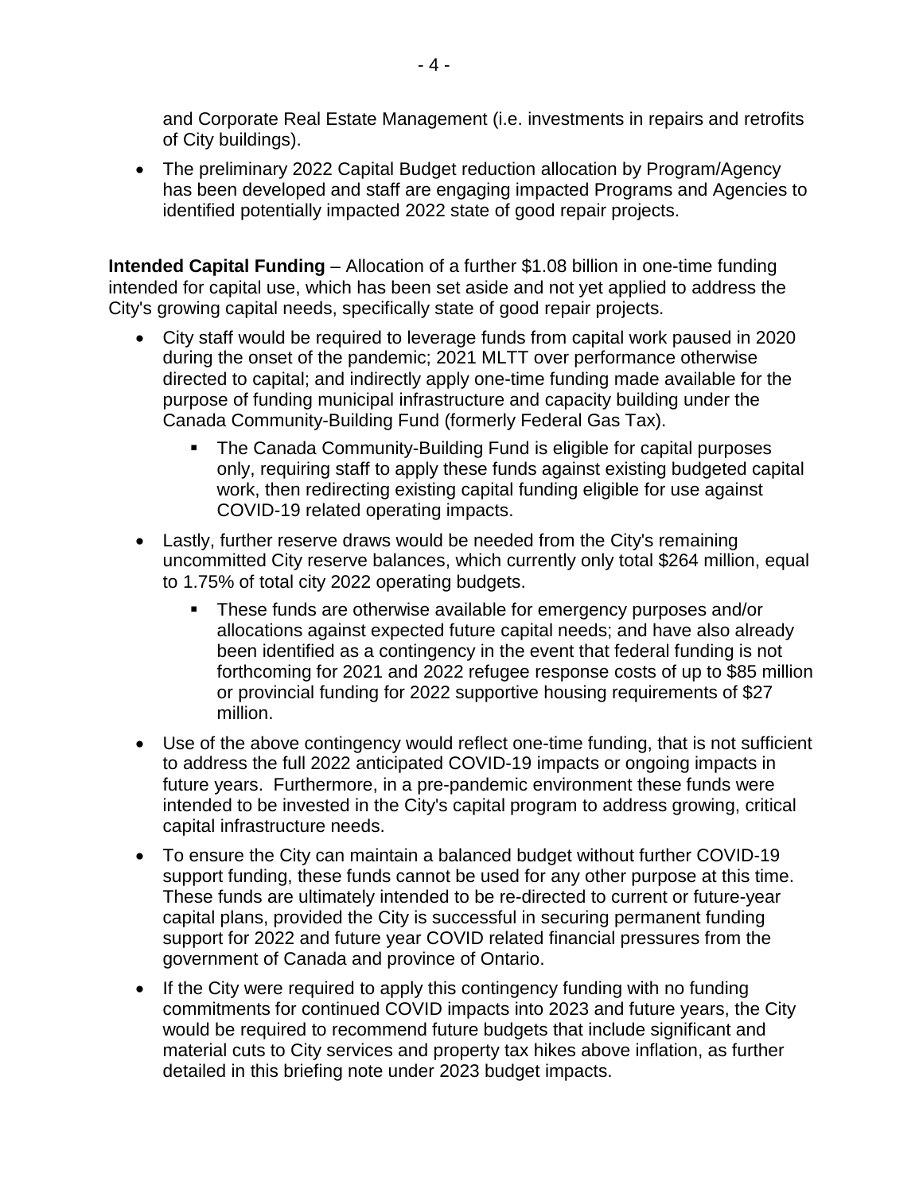and Corporate Real Estate Management (i.e. investments in repairs and retrofits of City buildings).

- The preliminary 2022 Capital Budget reduction allocation by Program/Agency has been developed and staff are engaging impacted Programs and Agencies to identified potentially impacted 2022 state of good repair projects.

**Intended Capital Funding** – Allocation of a further $1.08 billion in one-time funding intended for capital use, which has been set aside and not yet applied to address the City's growing capital needs, specifically state of good repair projects.

- City staff would be required to leverage funds from capital work paused in 2020 during the onset of the pandemic; 2021 MLTT over performance otherwise directed to capital; and indirectly apply one-time funding made available for the purpose of funding municipal infrastructure and capacity building under the Canada Community-Building Fund (formerly Federal Gas Tax).
  - The Canada Community-Building Fund is eligible for capital purposes only, requiring staff to apply these funds against existing budgeted capital work, then redirecting existing capital funding eligible for use against COVID-19 related operating impacts.
- Lastly, further reserve draws would be needed from the City's remaining uncommitted City reserve balances, which currently only total $264 million, equal to 1.75% of total city 2022 operating budgets.
  - These funds are otherwise available for emergency purposes and/or allocations against expected future capital needs; and have also already been identified as a contingency in the event that federal funding is not forthcoming for 2021 and 2022 refugee response costs of up to $85 million or provincial funding for 2022 supportive housing requirements of $27 million.
- Use of the above contingency would reflect one-time funding, that is not sufficient to address the full 2022 anticipated COVID-19 impacts or ongoing impacts in future years. Furthermore, in a pre-pandemic environment these funds were intended to be invested in the City's capital program to address growing, critical capital infrastructure needs.
- To ensure the City can maintain a balanced budget without further COVID-19 support funding, these funds cannot be used for any other purpose at this time. These funds are ultimately intended to be re-directed to current or future-year capital plans, provided the City is successful in securing permanent funding support for 2022 and future year COVID related financial pressures from the government of Canada and province of Ontario.
- If the City were required to apply this contingency funding with no funding commitments for continued COVID impacts into 2023 and future years, the City would be required to recommend future budgets that include significant and material cuts to City services and property tax hikes above inflation, as further detailed in this briefing note under 2023 budget impacts.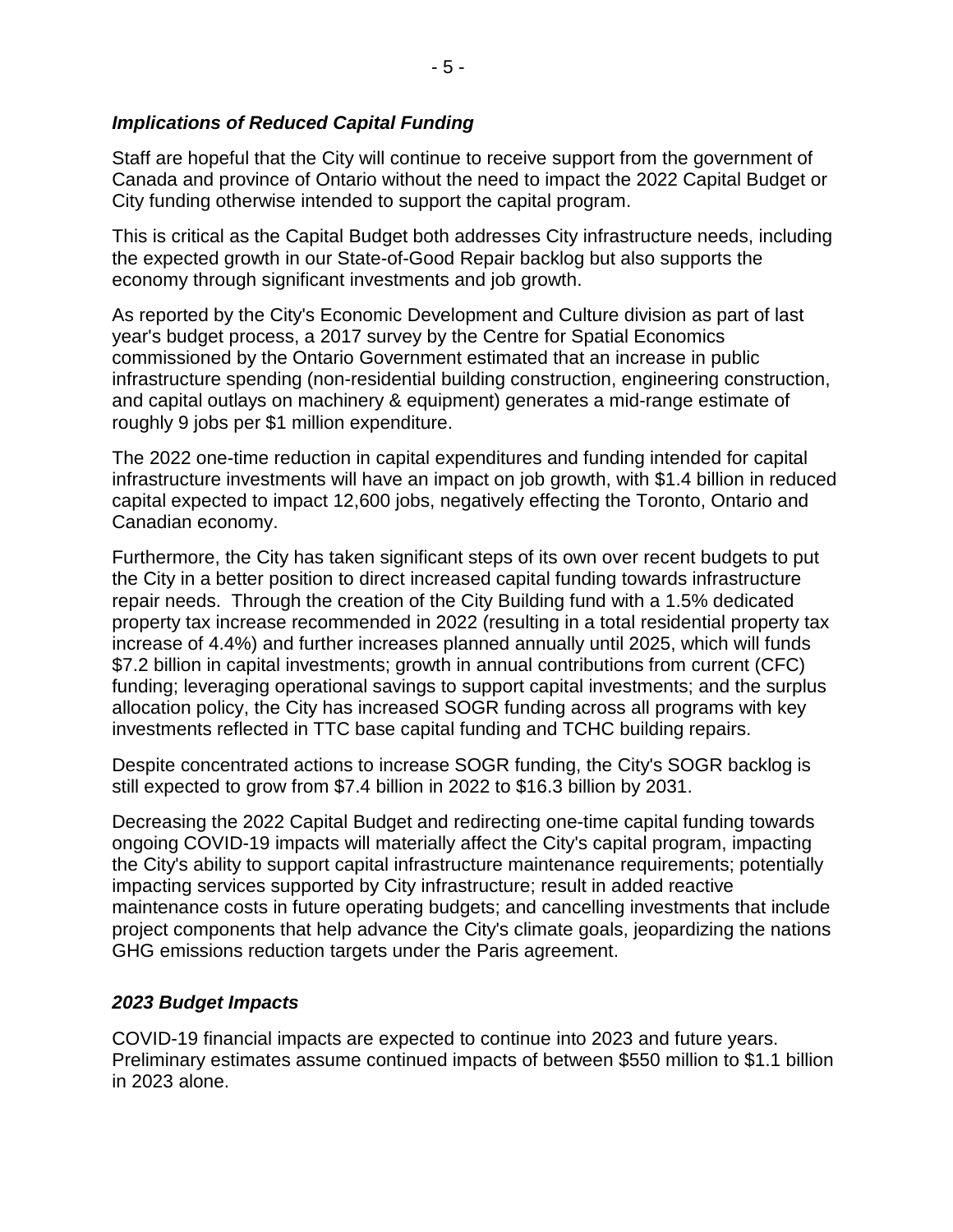### *Implications of Reduced Capital Funding*

Staff are hopeful that the City will continue to receive support from the government of Canada and province of Ontario without the need to impact the 2022 Capital Budget or City funding otherwise intended to support the capital program.

This is critical as the Capital Budget both addresses City infrastructure needs, including the expected growth in our State-of-Good Repair backlog but also supports the economy through significant investments and job growth.

As reported by the City's Economic Development and Culture division as part of last year's budget process, a 2017 survey by the Centre for Spatial Economics commissioned by the Ontario Government estimated that an increase in public infrastructure spending (non-residential building construction, engineering construction, and capital outlays on machinery & equipment) generates a mid-range estimate of roughly 9 jobs per $1 million expenditure.

The 2022 one-time reduction in capital expenditures and funding intended for capital infrastructure investments will have an impact on job growth, with $1.4 billion in reduced capital expected to impact 12,600 jobs, negatively effecting the Toronto, Ontario and Canadian economy.

Furthermore, the City has taken significant steps of its own over recent budgets to put the City in a better position to direct increased capital funding towards infrastructure repair needs. Through the creation of the City Building fund with a 1.5% dedicated property tax increase recommended in 2022 (resulting in a total residential property tax increase of 4.4%) and further increases planned annually until 2025, which will funds $7.2 billion in capital investments; growth in annual contributions from current (CFC) funding; leveraging operational savings to support capital investments; and the surplus allocation policy, the City has increased SOGR funding across all programs with key investments reflected in TTC base capital funding and TCHC building repairs.

Despite concentrated actions to increase SOGR funding, the City's SOGR backlog is still expected to grow from $7.4 billion in 2022 to $16.3 billion by 2031.

Decreasing the 2022 Capital Budget and redirecting one-time capital funding towards ongoing COVID-19 impacts will materially affect the City's capital program, impacting the City's ability to support capital infrastructure maintenance requirements; potentially impacting services supported by City infrastructure; result in added reactive maintenance costs in future operating budgets; and cancelling investments that include project components that help advance the City's climate goals, jeopardizing the nations GHG emissions reduction targets under the Paris agreement.

### *2023 Budget Impacts*

COVID-19 financial impacts are expected to continue into 2023 and future years. Preliminary estimates assume continued impacts of between $550 million to $1.1 billion in 2023 alone.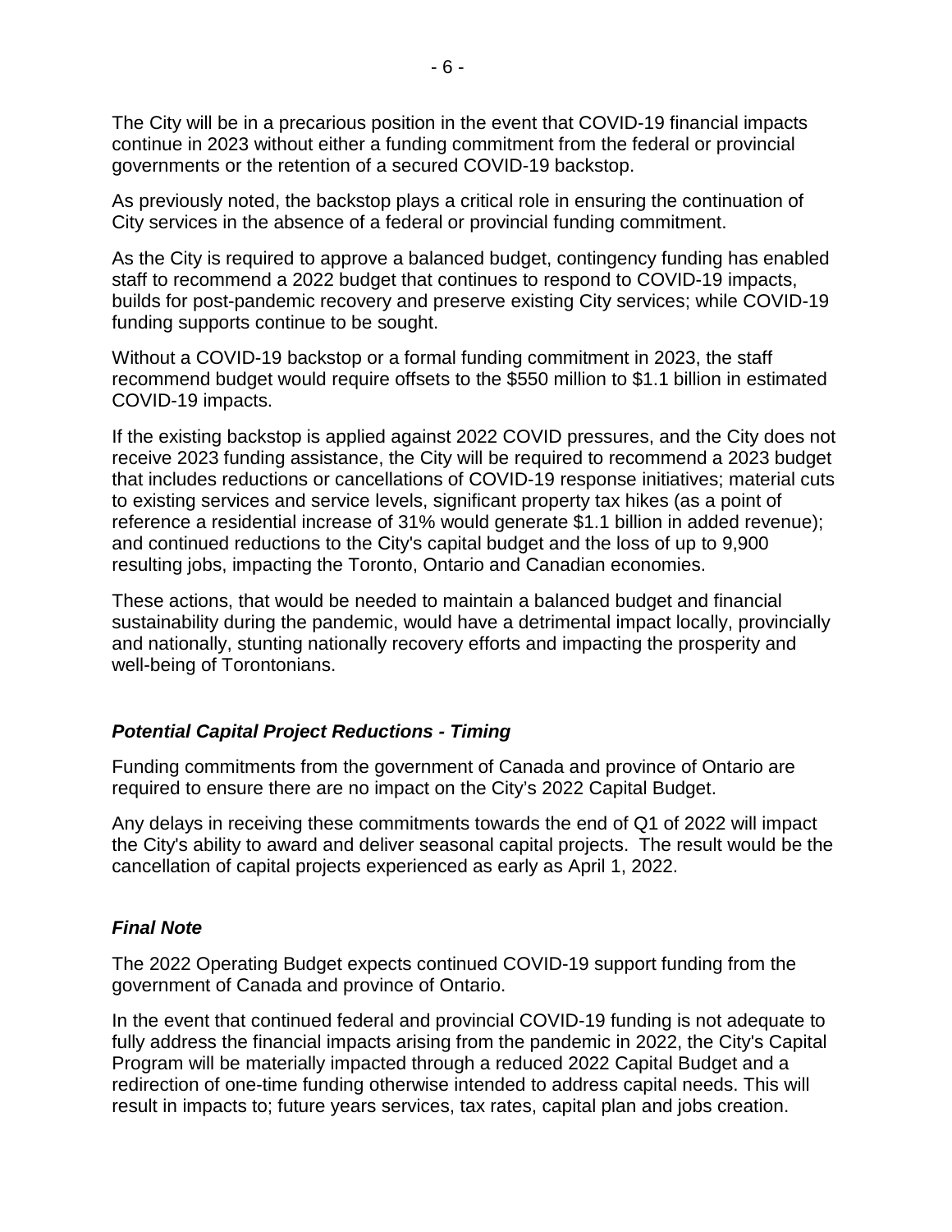The City will be in a precarious position in the event that COVID-19 financial impacts continue in 2023 without either a funding commitment from the federal or provincial governments or the retention of a secured COVID-19 backstop.

As previously noted, the backstop plays a critical role in ensuring the continuation of City services in the absence of a federal or provincial funding commitment.

As the City is required to approve a balanced budget, contingency funding has enabled staff to recommend a 2022 budget that continues to respond to COVID-19 impacts, builds for post-pandemic recovery and preserve existing City services; while COVID-19 funding supports continue to be sought.

Without a COVID-19 backstop or a formal funding commitment in 2023, the staff recommend budget would require offsets to the \$550 million to \$1.1 billion in estimated COVID-19 impacts.

If the existing backstop is applied against 2022 COVID pressures, and the City does not receive 2023 funding assistance, the City will be required to recommend a 2023 budget that includes reductions or cancellations of COVID-19 response initiatives; material cuts to existing services and service levels, significant property tax hikes (as a point of reference a residential increase of 31% would generate \$1.1 billion in added revenue); and continued reductions to the City's capital budget and the loss of up to 9,900 resulting jobs, impacting the Toronto, Ontario and Canadian economies.

These actions, that would be needed to maintain a balanced budget and financial sustainability during the pandemic, would have a detrimental impact locally, provincially and nationally, stunting nationally recovery efforts and impacting the prosperity and well-being of Torontonians.

### *Potential Capital Project Reductions - Timing*

Funding commitments from the government of Canada and province of Ontario are required to ensure there are no impact on the City's 2022 Capital Budget.

Any delays in receiving these commitments towards the end of Q1 of 2022 will impact the City's ability to award and deliver seasonal capital projects. The result would be the cancellation of capital projects experienced as early as April 1, 2022.

### *Final Note*

The 2022 Operating Budget expects continued COVID-19 support funding from the government of Canada and province of Ontario.

In the event that continued federal and provincial COVID-19 funding is not adequate to fully address the financial impacts arising from the pandemic in 2022, the City's Capital Program will be materially impacted through a reduced 2022 Capital Budget and a redirection of one-time funding otherwise intended to address capital needs. This will result in impacts to; future years services, tax rates, capital plan and jobs creation.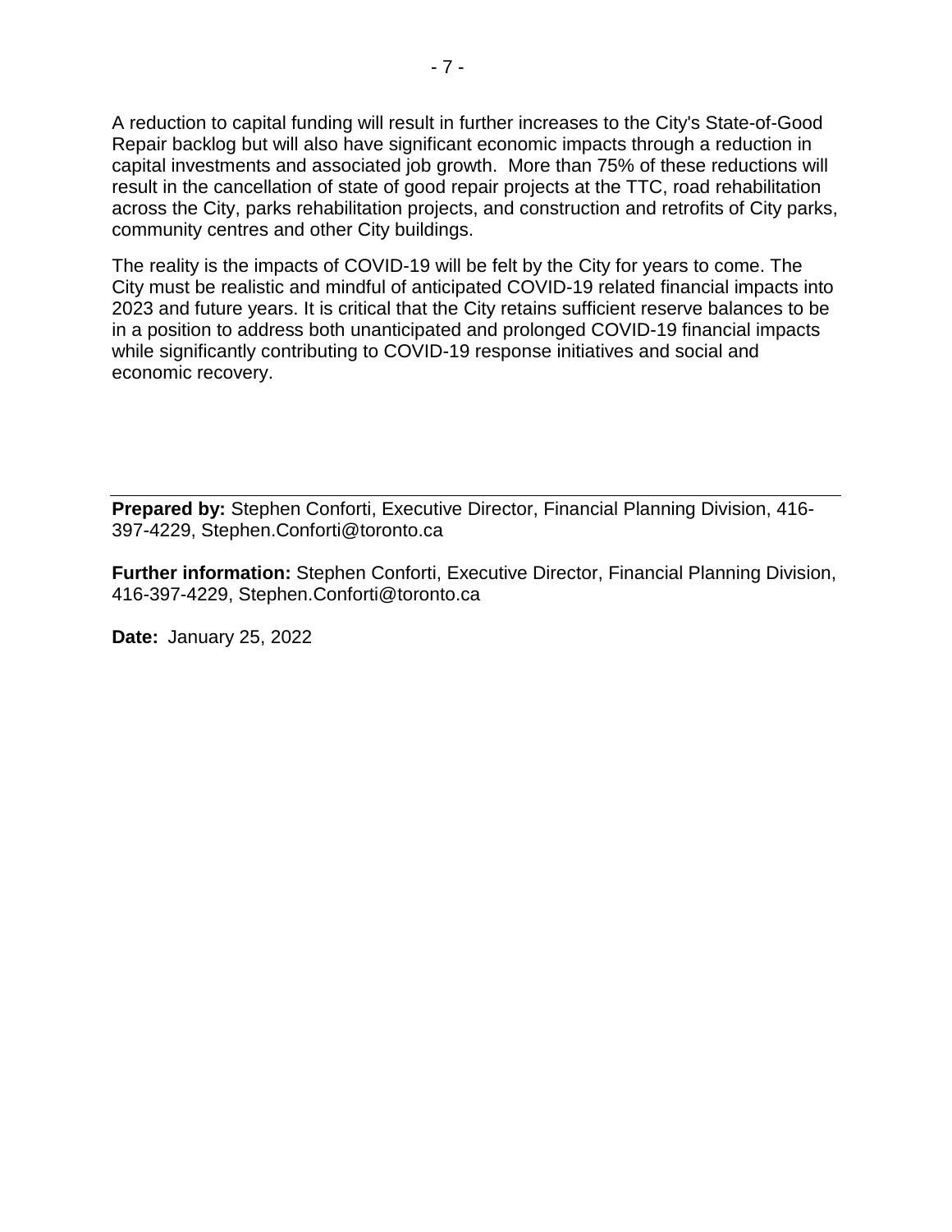A reduction to capital funding will result in further increases to the City's State-of-Good Repair backlog but will also have significant economic impacts through a reduction in capital investments and associated job growth. More than 75% of these reductions will result in the cancellation of state of good repair projects at the TTC, road rehabilitation across the City, parks rehabilitation projects, and construction and retrofits of City parks, community centres and other City buildings.

The reality is the impacts of COVID-19 will be felt by the City for years to come. The City must be realistic and mindful of anticipated COVID-19 related financial impacts into 2023 and future years. It is critical that the City retains sufficient reserve balances to be in a position to address both unanticipated and prolonged COVID-19 financial impacts while significantly contributing to COVID-19 response initiatives and social and economic recovery.

---

**Prepared by:** Stephen Conforti, Executive Director, Financial Planning Division, 416-397-4229, Stephen.Conforti@toronto.ca

**Further information:** Stephen Conforti, Executive Director, Financial Planning Division, 416-397-4229, Stephen.Conforti@toronto.ca

**Date:** January 25, 2022